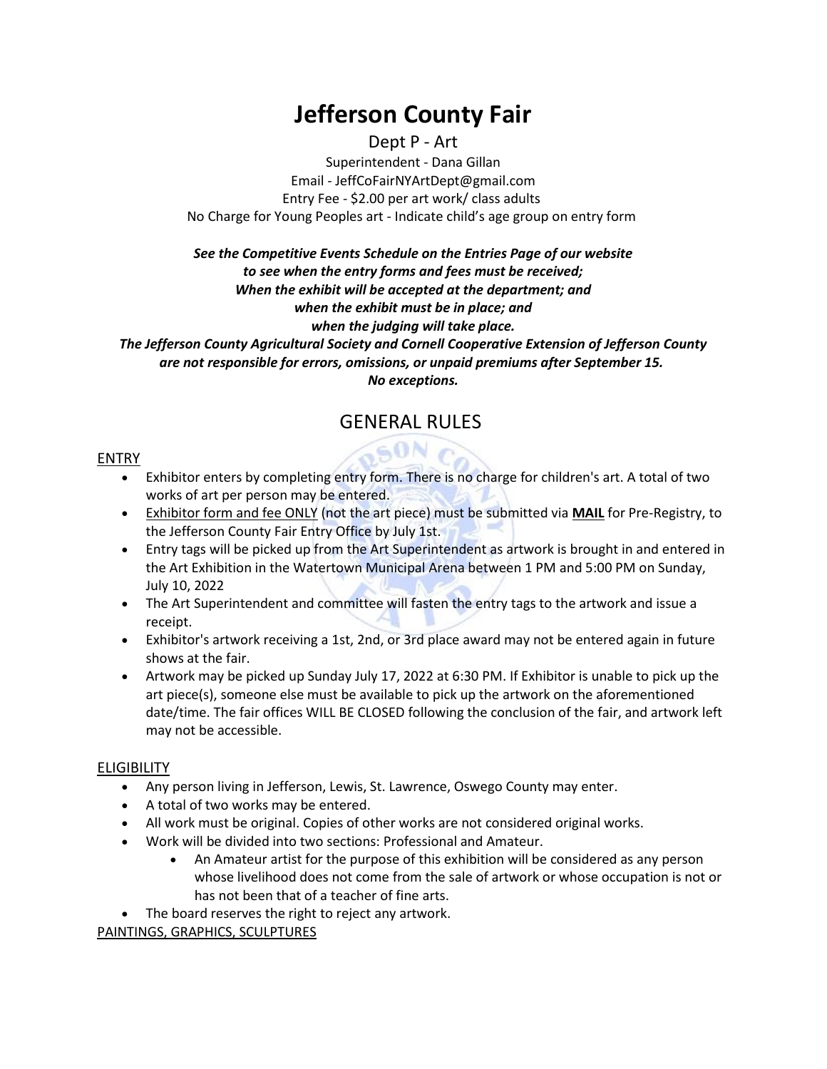# Jefferson County Fair

Dept P - Art

Superintendent - Dana Gillan

Email - JeffCoFairNYArtDept@gmail.com

Entry Fee - $2.00 per art work/ class adults

No Charge for Young Peoples art - Indicate child's age group on entry form

***See the Competitive Events Schedule on the Entries Page of our website to see when the entry forms and fees must be received; When the exhibit will be accepted at the department; and when the exhibit must be in place; and when the judging will take place.***

***The Jefferson County Agricultural Society and Cornell Cooperative Extension of Jefferson County are not responsible for errors, omissions, or unpaid premiums after September 15. No exceptions.***

## GENERAL RULES

### ENTRY

- Exhibitor enters by completing entry form. There is no charge for children's art. A total of two works of art per person may be entered.
- Exhibitor form and fee ONLY (not the art piece) must be submitted via **MAIL** for Pre-Registry, to the Jefferson County Fair Entry Office by July 1st.
- Entry tags will be picked up from the Art Superintendent as artwork is brought in and entered in the Art Exhibition in the Watertown Municipal Arena between 1 PM and 5:00 PM on Sunday, July 10, 2022
- The Art Superintendent and committee will fasten the entry tags to the artwork and issue a receipt.
- Exhibitor's artwork receiving a 1st, 2nd, or 3rd place award may not be entered again in future shows at the fair.
- Artwork may be picked up Sunday July 17, 2022 at 6:30 PM. If Exhibitor is unable to pick up the art piece(s), someone else must be available to pick up the artwork on the aforementioned date/time. The fair offices WILL BE CLOSED following the conclusion of the fair, and artwork left may not be accessible.

### ELIGIBILITY

- Any person living in Jefferson, Lewis, St. Lawrence, Oswego County may enter.
- A total of two works may be entered.
- All work must be original. Copies of other works are not considered original works.
- Work will be divided into two sections: Professional and Amateur.
  - An Amateur artist for the purpose of this exhibition will be considered as any person whose livelihood does not come from the sale of artwork or whose occupation is not or has not been that of a teacher of fine arts.
- The board reserves the right to reject any artwork.

### PAINTINGS, GRAPHICS, SCULPTURES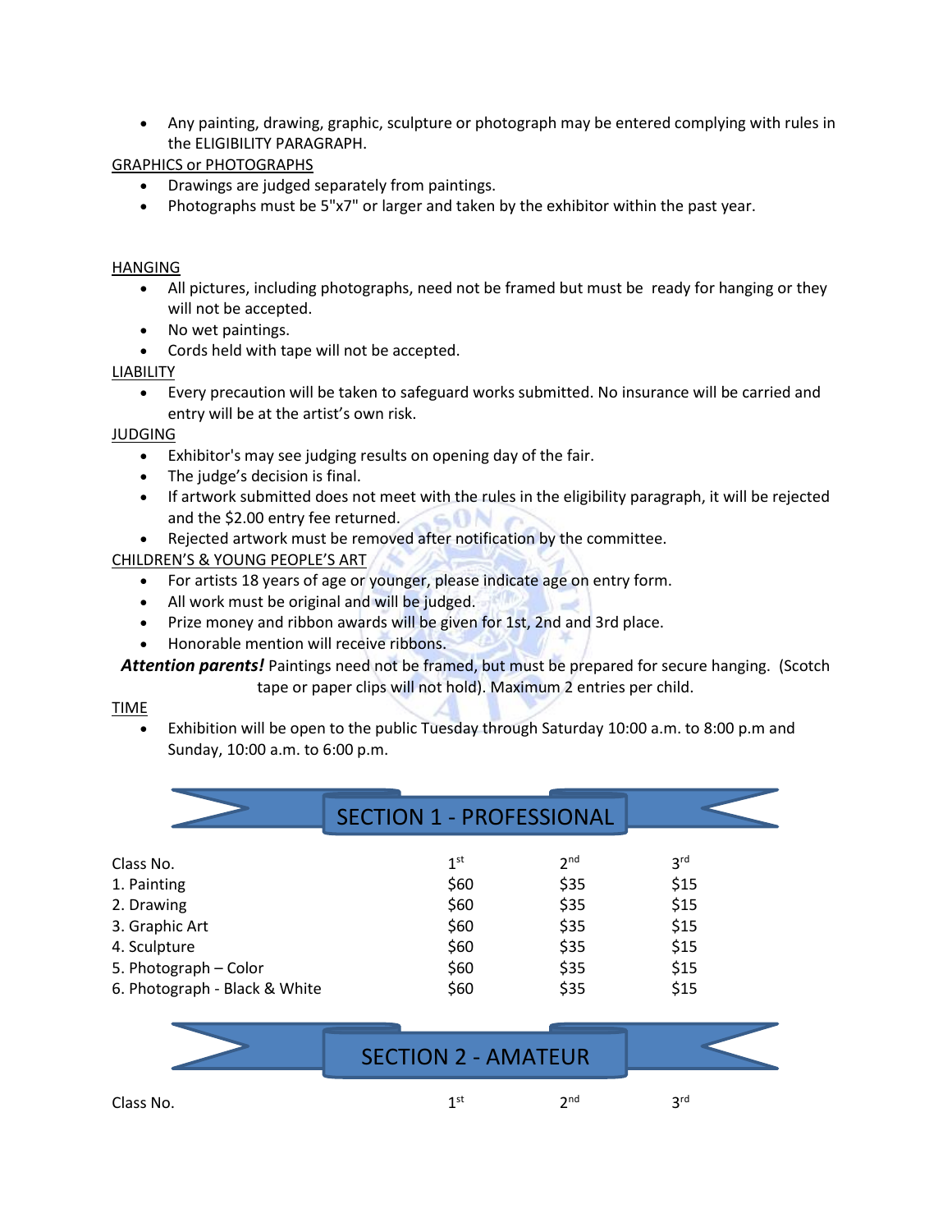- Any painting, drawing, graphic, sculpture or photograph may be entered complying with rules in the ELIGIBILITY PARAGRAPH.

GRAPHICS or PHOTOGRAPHS

- Drawings are judged separately from paintings.
- Photographs must be 5"x7" or larger and taken by the exhibitor within the past year.

HANGING

- All pictures, including photographs, need not be framed but must be ready for hanging or they will not be accepted.
- No wet paintings.
- Cords held with tape will not be accepted.

LIABILITY

- Every precaution will be taken to safeguard works submitted. No insurance will be carried and entry will be at the artist's own risk.

JUDGING

- Exhibitor's may see judging results on opening day of the fair.
- The judge's decision is final.
- If artwork submitted does not meet with the rules in the eligibility paragraph, it will be rejected and the $2.00 entry fee returned.
- Rejected artwork must be removed after notification by the committee.

CHILDREN'S & YOUNG PEOPLE'S ART

- For artists 18 years of age or younger, please indicate age on entry form.
- All work must be original and will be judged.
- Prize money and ribbon awards will be given for 1st, 2nd and 3rd place.
- Honorable mention will receive ribbons.

***Attention parents!*** Paintings need not be framed, but must be prepared for secure hanging. (Scotch tape or paper clips will not hold). Maximum 2 entries per child.

TIME

- Exhibition will be open to the public Tuesday through Saturday 10:00 a.m. to 8:00 p.m and Sunday, 10:00 a.m. to 6:00 p.m.

## SECTION 1 - PROFESSIONAL

| Class No. | 1st | 2nd | 3rd |
|---|---|---|---|
| 1. Painting | $60 | $35 | $15 |
| 2. Drawing | $60 | $35 | $15 |
| 3. Graphic Art | $60 | $35 | $15 |
| 4. Sculpture | $60 | $35 | $15 |
| 5. Photograph – Color | $60 | $35 | $15 |
| 6. Photograph - Black & White | $60 | $35 | $15 |

## SECTION 2 - AMATEUR

| Class No. | 1st | 2nd | 3rd |
|---|---|---|---|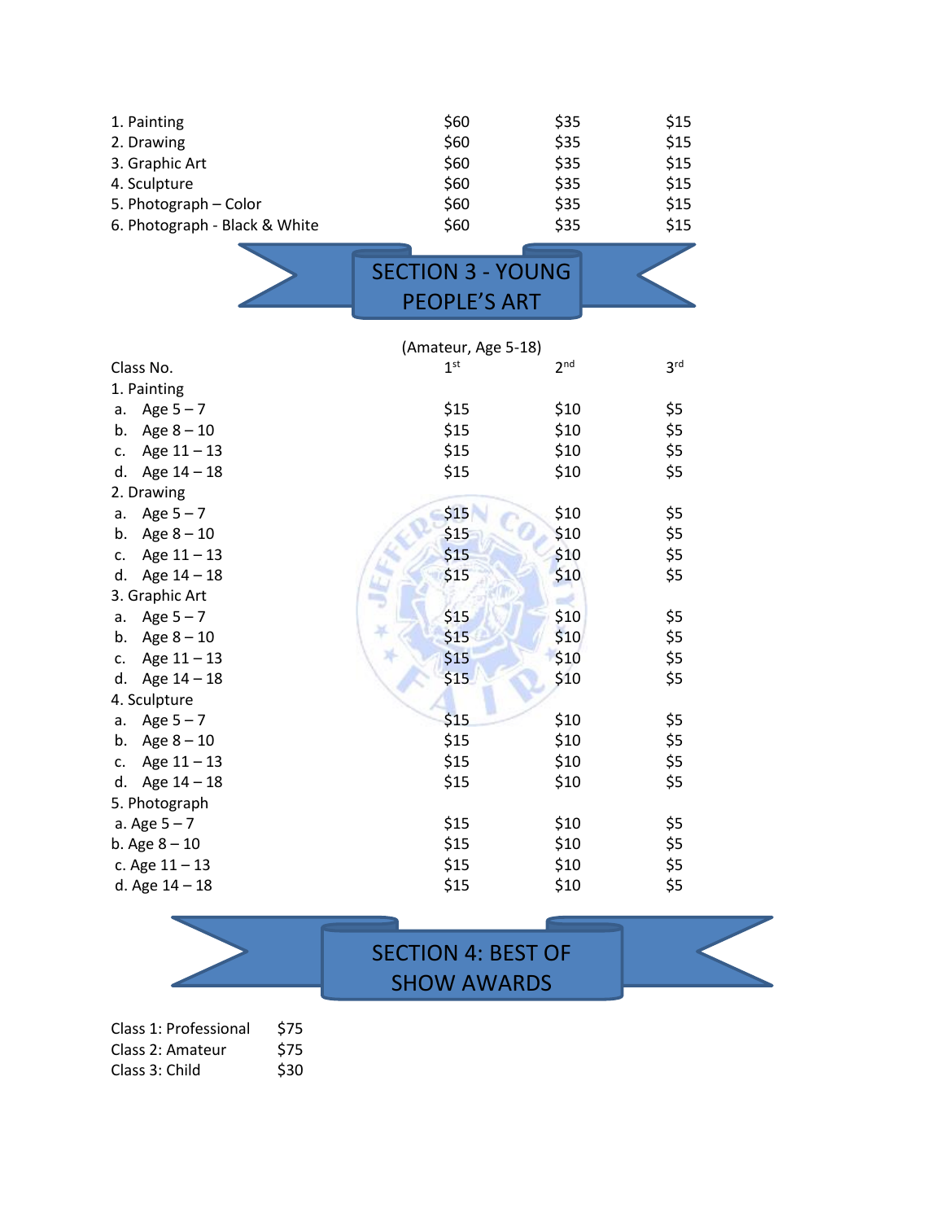| | | | |
|---|---|---|---|
| 1. Painting | $60 | $35 | $15 |
| 2. Drawing | $60 | $35 | $15 |
| 3. Graphic Art | $60 | $35 | $15 |
| 4. Sculpture | $60 | $35 | $15 |
| 5. Photograph – Color | $60 | $35 | $15 |
| 6. Photograph - Black & White | $60 | $35 | $15 |

## SECTION 3 - YOUNG PEOPLE'S ART

(Amateur, Age 5-18)

| Class No. | 1st | 2nd | 3rd |
|---|---|---|---|
| 1. Painting | | | |
| a. Age 5 – 7 | $15 | $10 | $5 |
| b. Age 8 – 10 | $15 | $10 | $5 |
| c. Age 11 – 13 | $15 | $10 | $5 |
| d. Age 14 – 18 | $15 | $10 | $5 |
| 2. Drawing | | | |
| a. Age 5 – 7 | $15 | $10 | $5 |
| b. Age 8 – 10 | $15 | $10 | $5 |
| c. Age 11 – 13 | $15 | $10 | $5 |
| d. Age 14 – 18 | $15 | $10 | $5 |
| 3. Graphic Art | | | |
| a. Age 5 – 7 | $15 | $10 | $5 |
| b. Age 8 – 10 | $15 | $10 | $5 |
| c. Age 11 – 13 | $15 | $10 | $5 |
| d. Age 14 – 18 | $15 | $10 | $5 |
| 4. Sculpture | | | |
| a. Age 5 – 7 | $15 | $10 | $5 |
| b. Age 8 – 10 | $15 | $10 | $5 |
| c. Age 11 – 13 | $15 | $10 | $5 |
| d. Age 14 – 18 | $15 | $10 | $5 |
| 5. Photograph | | | |
| a. Age 5 – 7 | $15 | $10 | $5 |
| b. Age 8 – 10 | $15 | $10 | $5 |
| c. Age 11 – 13 | $15 | $10 | $5 |
| d. Age 14 – 18 | $15 | $10 | $5 |

## SECTION 4: BEST OF SHOW AWARDS

| | |
|---|---|
| Class 1: Professional | $75 |
| Class 2: Amateur | $75 |
| Class 3: Child | $30 |